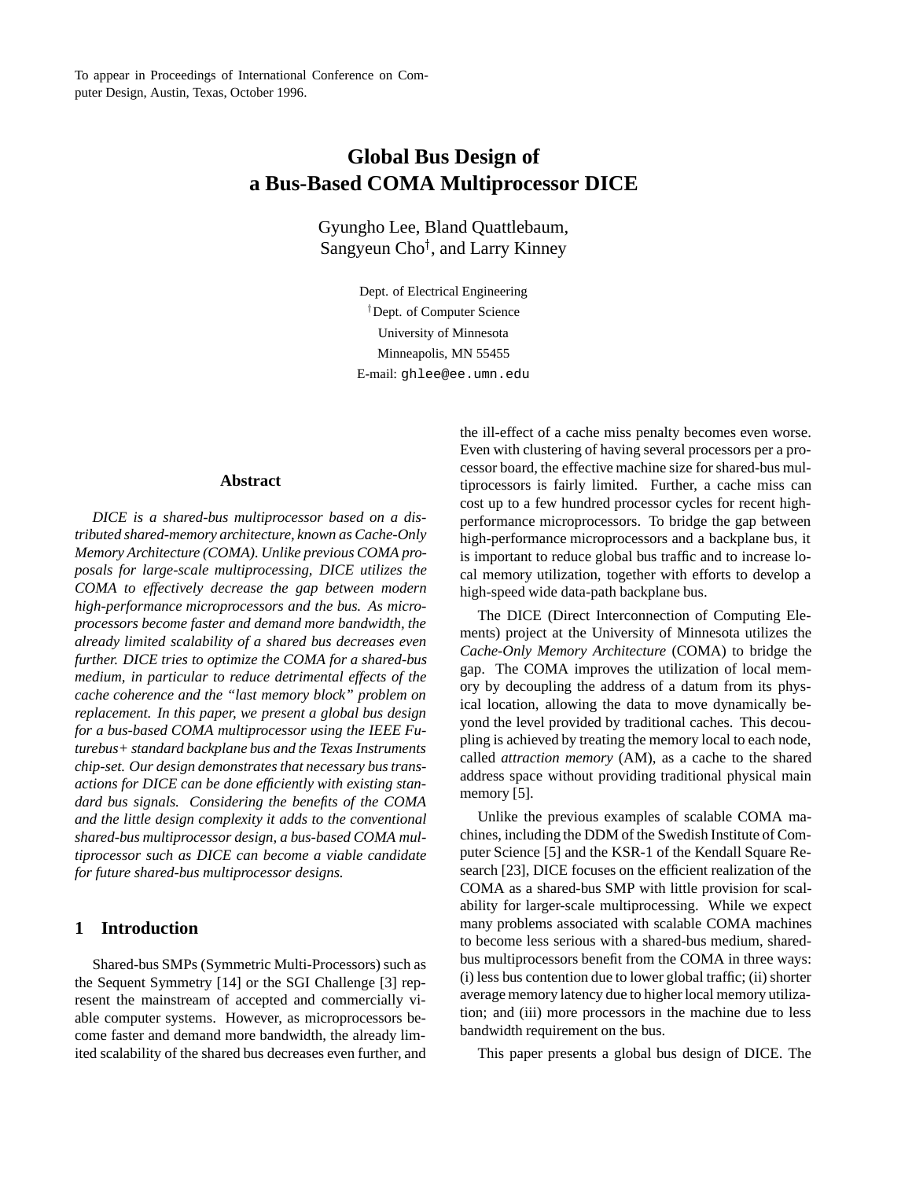To appear in Proceedings of International Conference on Computer Design, Austin, Texas, October 1996.

# Global Bus Design of a Bus-Based COMA Multiprocessor DICE

Gyungho Lee, Bland Quattlebaum, Sangyeun Cho[†], and Larry Kinney

Dept. of Electrical Engineering
[†]Dept. of Computer Science
University of Minnesota
Minneapolis, MN 55455
E-mail: ghlee@ee.umn.edu

### Abstract

*DICE is a shared-bus multiprocessor based on a distributed shared-memory architecture, known as Cache-Only Memory Architecture (COMA). Unlike previous COMA proposals for large-scale multiprocessing, DICE utilizes the COMA to effectively decrease the gap between modern high-performance microprocessors and the bus. As microprocessors become faster and demand more bandwidth, the already limited scalability of a shared bus decreases even further. DICE tries to optimize the COMA for a shared-bus medium, in particular to reduce detrimental effects of the cache coherence and the "last memory block" problem on replacement. In this paper, we present a global bus design for a bus-based COMA multiprocessor using the IEEE Futurebus+ standard backplane bus and the Texas Instruments chip-set. Our design demonstrates that necessary bus transactions for DICE can be done efficiently with existing standard bus signals. Considering the benefits of the COMA and the little design complexity it adds to the conventional shared-bus multiprocessor design, a bus-based COMA multiprocessor such as DICE can become a viable candidate for future shared-bus multiprocessor designs.*

## 1 Introduction

Shared-bus SMPs (Symmetric Multi-Processors) such as the Sequent Symmetry [14] or the SGI Challenge [3] represent the mainstream of accepted and commercially viable computer systems. However, as microprocessors become faster and demand more bandwidth, the already limited scalability of the shared bus decreases even further, and the ill-effect of a cache miss penalty becomes even worse. Even with clustering of having several processors per a processor board, the effective machine size for shared-bus multiprocessors is fairly limited. Further, a cache miss can cost up to a few hundred processor cycles for recent high-performance microprocessors. To bridge the gap between high-performance microprocessors and a backplane bus, it is important to reduce global bus traffic and to increase local memory utilization, together with efforts to develop a high-speed wide data-path backplane bus.

The DICE (Direct Interconnection of Computing Elements) project at the University of Minnesota utilizes the *Cache-Only Memory Architecture* (COMA) to bridge the gap. The COMA improves the utilization of local memory by decoupling the address of a datum from its physical location, allowing the data to move dynamically beyond the level provided by traditional caches. This decoupling is achieved by treating the memory local to each node, called *attraction memory* (AM), as a cache to the shared address space without providing traditional physical main memory [5].

Unlike the previous examples of scalable COMA machines, including the DDM of the Swedish Institute of Computer Science [5] and the KSR-1 of the Kendall Square Research [23], DICE focuses on the efficient realization of the COMA as a shared-bus SMP with little provision for scalability for larger-scale multiprocessing. While we expect many problems associated with scalable COMA machines to become less serious with a shared-bus medium, shared-bus multiprocessors benefit from the COMA in three ways: (i) less bus contention due to lower global traffic; (ii) shorter average memory latency due to higher local memory utilization; and (iii) more processors in the machine due to less bandwidth requirement on the bus.

This paper presents a global bus design of DICE. The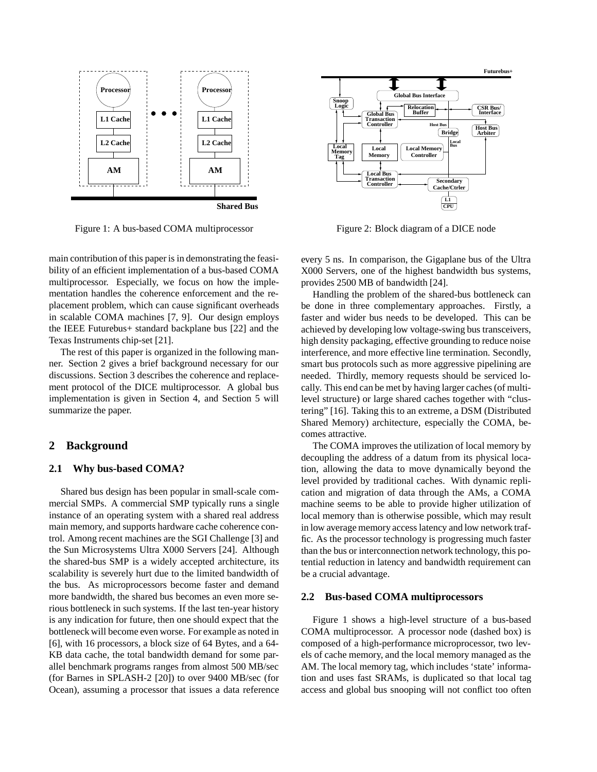Figure 1: A bus-based COMA multiprocessor

Figure 2: Block diagram of a DICE node

main contribution of this paper is in demonstrating the feasibility of an efficient implementation of a bus-based COMA multiprocessor. Especially, we focus on how the implementation handles the coherence enforcement and the replacement problem, which can cause significant overheads in scalable COMA machines [7, 9]. Our design employs the IEEE Futurebus+ standard backplane bus [22] and the Texas Instruments chip-set [21].

The rest of this paper is organized in the following manner. Section 2 gives a brief background necessary for our discussions. Section 3 describes the coherence and replacement protocol of the DICE multiprocessor. A global bus implementation is given in Section 4, and Section 5 will summarize the paper.

## 2 Background

### 2.1 Why bus-based COMA?

Shared bus design has been popular in small-scale commercial SMPs. A commercial SMP typically runs a single instance of an operating system with a shared real address main memory, and supports hardware cache coherence control. Among recent machines are the SGI Challenge [3] and the Sun Microsystems Ultra X000 Servers [24]. Although the shared-bus SMP is a widely accepted architecture, its scalability is severely hurt due to the limited bandwidth of the bus. As microprocessors become faster and demand more bandwidth, the shared bus becomes an even more serious bottleneck in such systems. If the last ten-year history is any indication for future, then one should expect that the bottleneck will become even worse. For example as noted in [6], with 16 processors, a block size of 64 Bytes, and a 64-KB data cache, the total bandwidth demand for some parallel benchmark programs ranges from almost 500 MB/sec (for Barnes in SPLASH-2 [20]) to over 9400 MB/sec (for Ocean), assuming a processor that issues a data reference every 5 ns. In comparison, the Gigaplane bus of the Ultra X000 Servers, one of the highest bandwidth bus systems, provides 2500 MB of bandwidth [24].

Handling the problem of the shared-bus bottleneck can be done in three complementary approaches. Firstly, a faster and wider bus needs to be developed. This can be achieved by developing low voltage-swing bus transceivers, high density packaging, effective grounding to reduce noise interference, and more effective line termination. Secondly, smart bus protocols such as more aggressive pipelining are needed. Thirdly, memory requests should be serviced locally. This end can be met by having larger caches (of multi-level structure) or large shared caches together with "clustering" [16]. Taking this to an extreme, a DSM (Distributed Shared Memory) architecture, especially the COMA, becomes attractive.

The COMA improves the utilization of local memory by decoupling the address of a datum from its physical location, allowing the data to move dynamically beyond the level provided by traditional caches. With dynamic replication and migration of data through the AMs, a COMA machine seems to be able to provide higher utilization of local memory than is otherwise possible, which may result in low average memory access latency and low network traffic. As the processor technology is progressing much faster than the bus or interconnection network technology, this potential reduction in latency and bandwidth requirement can be a crucial advantage.

### 2.2 Bus-based COMA multiprocessors

Figure 1 shows a high-level structure of a bus-based COMA multiprocessor. A processor node (dashed box) is composed of a high-performance microprocessor, two levels of cache memory, and the local memory managed as the AM. The local memory tag, which includes 'state' information and uses fast SRAMs, is duplicated so that local tag access and global bus snooping will not conflict too often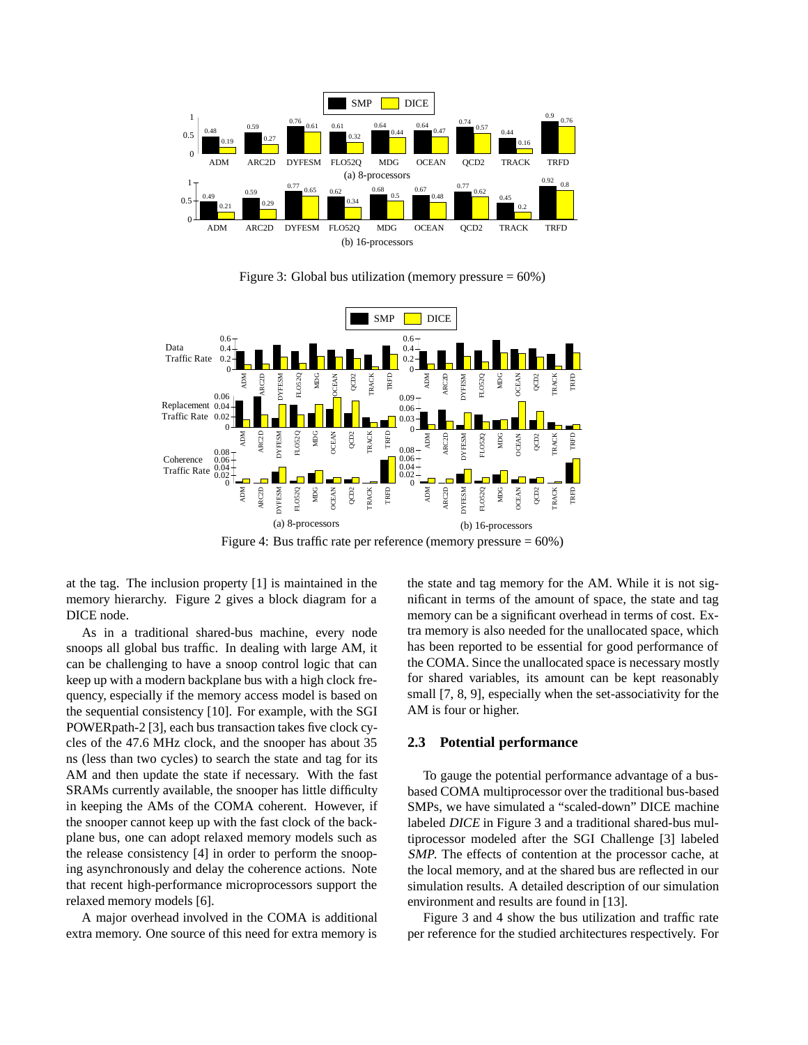Figure 3: Global bus utilization (memory pressure = 60%)

Figure 4: Bus traffic rate per reference (memory pressure = 60%)

at the tag. The inclusion property [1] is maintained in the memory hierarchy. Figure 2 gives a block diagram for a DICE node.

As in a traditional shared-bus machine, every node snoops all global bus traffic. In dealing with large AM, it can be challenging to have a snoop control logic that can keep up with a modern backplane bus with a high clock frequency, especially if the memory access model is based on the sequential consistency [10]. For example, with the SGI POWERpath-2 [3], each bus transaction takes five clock cycles of the 47.6 MHz clock, and the snooper has about 35 ns (less than two cycles) to search the state and tag for its AM and then update the state if necessary. With the fast SRAMs currently available, the snooper has little difficulty in keeping the AMs of the COMA coherent. However, if the snooper cannot keep up with the fast clock of the backplane bus, one can adopt relaxed memory models such as the release consistency [4] in order to perform the snooping asynchronously and delay the coherence actions. Note that recent high-performance microprocessors support the relaxed memory models [6].

A major overhead involved in the COMA is additional extra memory. One source of this need for extra memory is the state and tag memory for the AM. While it is not significant in terms of the amount of space, the state and tag memory can be a significant overhead in terms of cost. Extra memory is also needed for the unallocated space, which has been reported to be essential for good performance of the COMA. Since the unallocated space is necessary mostly for shared variables, its amount can be kept reasonably small [7, 8, 9], especially when the set-associativity for the AM is four or higher.

### 2.3 Potential performance

To gauge the potential performance advantage of a bus-based COMA multiprocessor over the traditional bus-based SMPs, we have simulated a "scaled-down" DICE machine labeled *DICE* in Figure 3 and a traditional shared-bus multiprocessor modeled after the SGI Challenge [3] labeled *SMP*. The effects of contention at the processor cache, at the local memory, and at the shared bus are reflected in our simulation results. A detailed description of our simulation environment and results are found in [13].

Figure 3 and 4 show the bus utilization and traffic rate per reference for the studied architectures respectively. For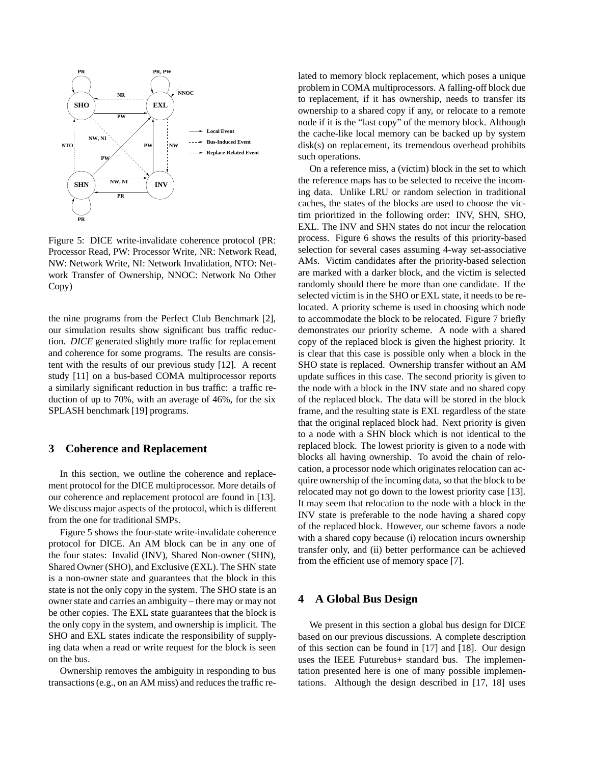PR

PR, PW

NR

NNOC

SHO

EXL

PW

Local Event

NW, NI

Bus-Induced Event

NTO

PW

NW

Replace-Related Event

PW

NW, NI

SHN

INV

PR

PR

Figure 5: DICE write-invalidate coherence protocol (PR: Processor Read, PW: Processor Write, NR: Network Read, NW: Network Write, NI: Network Invalidation, NTO: Network Transfer of Ownership, NNOC: Network No Other Copy)

the nine programs from the Perfect Club Benchmark [2], our simulation results show significant bus traffic reduction. *DICE* generated slightly more traffic for replacement and coherence for some programs. The results are consistent with the results of our previous study [12]. A recent study [11] on a bus-based COMA multiprocessor reports a similarly significant reduction in bus traffic: a traffic reduction of up to 70%, with an average of 46%, for the six SPLASH benchmark [19] programs.

## 3 Coherence and Replacement

In this section, we outline the coherence and replacement protocol for the DICE multiprocessor. More details of our coherence and replacement protocol are found in [13]. We discuss major aspects of the protocol, which is different from the one for traditional SMPs.

Figure 5 shows the four-state write-invalidate coherence protocol for DICE. An AM block can be in any one of the four states: Invalid (INV), Shared Non-owner (SHN), Shared Owner (SHO), and Exclusive (EXL). The SHN state is a non-owner state and guarantees that the block in this state is not the only copy in the system. The SHO state is an owner state and carries an ambiguity – there may or may not be other copies. The EXL state guarantees that the block is the only copy in the system, and ownership is implicit. The SHO and EXL states indicate the responsibility of supplying data when a read or write request for the block is seen on the bus.

Ownership removes the ambiguity in responding to bus transactions (e.g., on an AM miss) and reduces the traffic related to memory block replacement, which poses a unique problem in COMA multiprocessors. A falling-off block due to replacement, if it has ownership, needs to transfer its ownership to a shared copy if any, or relocate to a remote node if it is the "last copy" of the memory block. Although the cache-like local memory can be backed up by system disk(s) on replacement, its tremendous overhead prohibits such operations.

On a reference miss, a (victim) block in the set to which the reference maps has to be selected to receive the incoming data. Unlike LRU or random selection in traditional caches, the states of the blocks are used to choose the victim prioritized in the following order: INV, SHN, SHO, EXL. The INV and SHN states do not incur the relocation process. Figure 6 shows the results of this priority-based selection for several cases assuming 4-way set-associative AMs. Victim candidates after the priority-based selection are marked with a darker block, and the victim is selected randomly should there be more than one candidate. If the selected victim is in the SHO or EXL state, it needs to be relocated. A priority scheme is used in choosing which node to accommodate the block to be relocated. Figure 7 briefly demonstrates our priority scheme. A node with a shared copy of the replaced block is given the highest priority. It is clear that this case is possible only when a block in the SHO state is replaced. Ownership transfer without an AM update suffices in this case. The second priority is given to the node with a block in the INV state and no shared copy of the replaced block. The data will be stored in the block frame, and the resulting state is EXL regardless of the state that the original replaced block had. Next priority is given to a node with a SHN block which is not identical to the replaced block. The lowest priority is given to a node with blocks all having ownership. To avoid the chain of relocation, a processor node which originates relocation can acquire ownership of the incoming data, so that the block to be relocated may not go down to the lowest priority case [13]. It may seem that relocation to the node with a block in the INV state is preferable to the node having a shared copy of the replaced block. However, our scheme favors a node with a shared copy because (i) relocation incurs ownership transfer only, and (ii) better performance can be achieved from the efficient use of memory space [7].

## 4 A Global Bus Design

We present in this section a global bus design for DICE based on our previous discussions. A complete description of this section can be found in [17] and [18]. Our design uses the IEEE Futurebus+ standard bus. The implementation presented here is one of many possible implementations. Although the design described in [17, 18] uses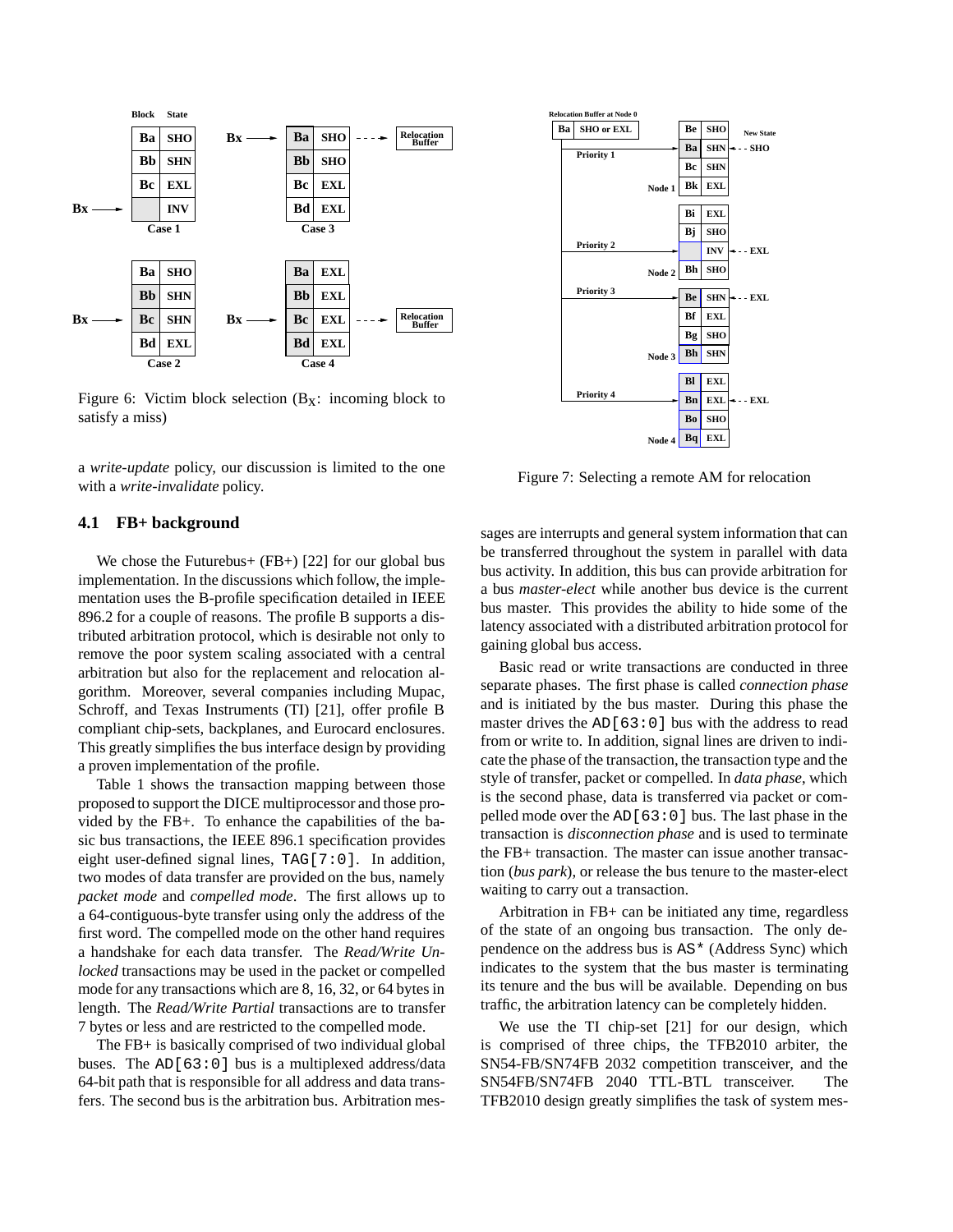Figure 6: Victim block selection ($B_X$: incoming block to satisfy a miss)

a *write-update* policy, our discussion is limited to the one with a *write-invalidate* policy.

Figure 7: Selecting a remote AM for relocation

### 4.1 FB+ background

We chose the Futurebus+ (FB+) [22] for our global bus implementation. In the discussions which follow, the implementation uses the B-profile specification detailed in IEEE 896.2 for a couple of reasons. The profile B supports a distributed arbitration protocol, which is desirable not only to remove the poor system scaling associated with a central arbitration but also for the replacement and relocation algorithm. Moreover, several companies including Mupac, Schroff, and Texas Instruments (TI) [21], offer profile B compliant chip-sets, backplanes, and Eurocard enclosures. This greatly simplifies the bus interface design by providing a proven implementation of the profile.

Table 1 shows the transaction mapping between those proposed to support the DICE multiprocessor and those provided by the FB+. To enhance the capabilities of the basic bus transactions, the IEEE 896.1 specification provides eight user-defined signal lines, TAG[7:0]. In addition, two modes of data transfer are provided on the bus, namely *packet mode* and *compelled mode*. The first allows up to a 64-contiguous-byte transfer using only the address of the first word. The compelled mode on the other hand requires a handshake for each data transfer. The *Read/Write Unlocked* transactions may be used in the packet or compelled mode for any transactions which are 8, 16, 32, or 64 bytes in length. The *Read/Write Partial* transactions are to transfer 7 bytes or less and are restricted to the compelled mode.

The FB+ is basically comprised of two individual global buses. The AD[63:0] bus is a multiplexed address/data 64-bit path that is responsible for all address and data transfers. The second bus is the arbitration bus. Arbitration messages are interrupts and general system information that can be transferred throughout the system in parallel with data bus activity. In addition, this bus can provide arbitration for a bus *master-elect* while another bus device is the current bus master. This provides the ability to hide some of the latency associated with a distributed arbitration protocol for gaining global bus access.

Basic read or write transactions are conducted in three separate phases. The first phase is called *connection phase* and is initiated by the bus master. During this phase the master drives the AD[63:0] bus with the address to read from or write to. In addition, signal lines are driven to indicate the phase of the transaction, the transaction type and the style of transfer, packet or compelled. In *data phase*, which is the second phase, data is transferred via packet or compelled mode over the AD[63:0] bus. The last phase in the transaction is *disconnection phase* and is used to terminate the FB+ transaction. The master can issue another transaction (*bus park*), or release the bus tenure to the master-elect waiting to carry out a transaction.

Arbitration in FB+ can be initiated any time, regardless of the state of an ongoing bus transaction. The only dependence on the address bus is AS* (Address Sync) which indicates to the system that the bus master is terminating its tenure and the bus will be available. Depending on bus traffic, the arbitration latency can be completely hidden.

We use the TI chip-set [21] for our design, which is comprised of three chips, the TFB2010 arbiter, the SN54-FB/SN74FB 2032 competition transceiver, and the SN54FB/SN74FB 2040 TTL-BTL transceiver. The TFB2010 design greatly simplifies the task of system mes-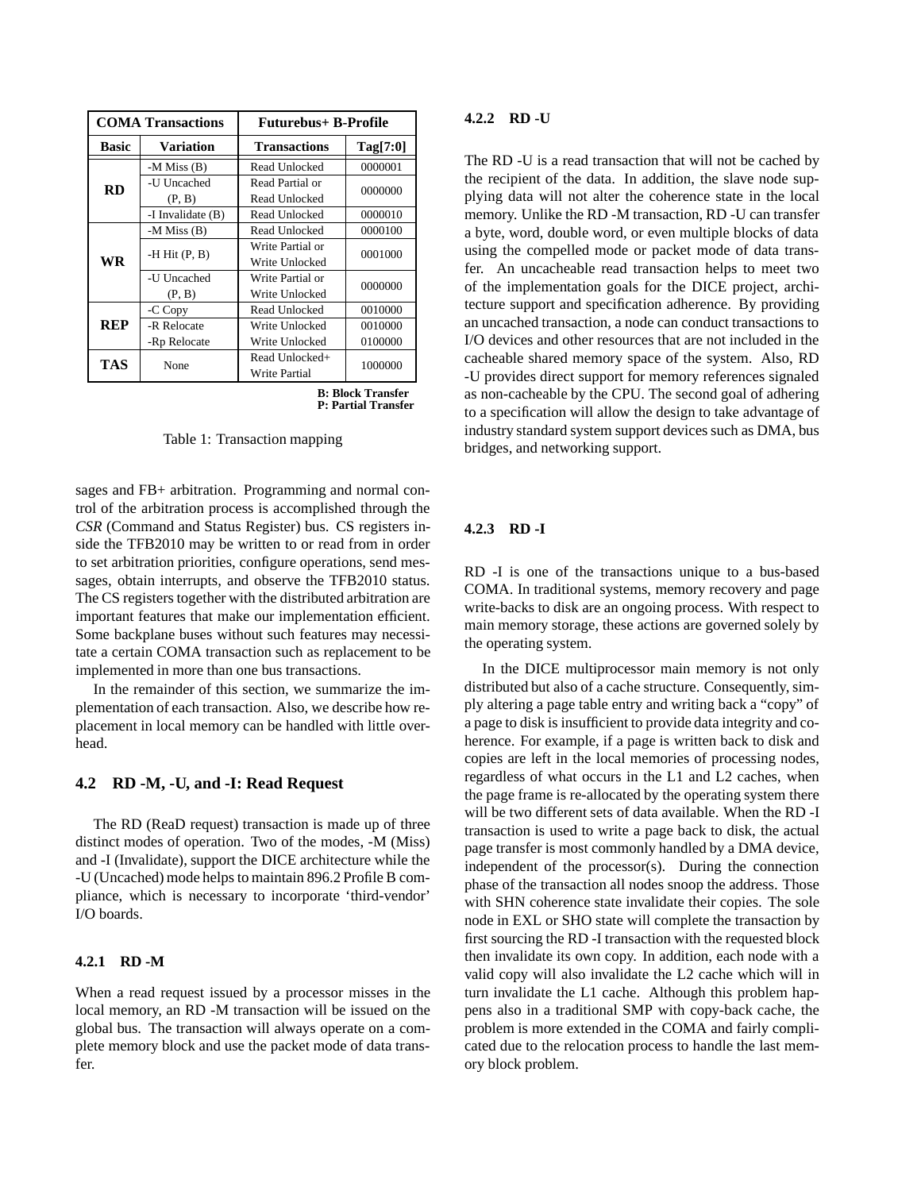| COMA Transactions | | Futurebus+ B-Profile | |
|---|---|---|---|
| **Basic** | **Variation** | **Transactions** | **Tag[7:0]** |
| **RD** | -M Miss (B) | Read Unlocked | 0000001 |
| | -U Uncached (P, B) | Read Partial or Read Unlocked | 0000000 |
| | -I Invalidate (B) | Read Unlocked | 0000010 |
| **WR** | -M Miss (B) | Read Unlocked | 0000100 |
| | -H Hit (P, B) | Write Partial or Write Unlocked | 0001000 |
| | -U Uncached (P, B) | Write Partial or Write Unlocked | 0000000 |
| **REP** | -C Copy | Read Unlocked | 0010000 |
| | -R Relocate | Write Unlocked | 0010000 |
| | -Rp Relocate | Write Unlocked | 0100000 |
| **TAS** | None | Read Unlocked+ Write Partial | 1000000 |

**B: Block Transfer**
**P: Partial Transfer**

Table 1: Transaction mapping

sages and FB+ arbitration. Programming and normal control of the arbitration process is accomplished through the *CSR* (Command and Status Register) bus. CS registers inside the TFB2010 may be written to or read from in order to set arbitration priorities, configure operations, send messages, obtain interrupts, and observe the TFB2010 status. The CS registers together with the distributed arbitration are important features that make our implementation efficient. Some backplane buses without such features may necessitate a certain COMA transaction such as replacement to be implemented in more than one bus transactions.

In the remainder of this section, we summarize the implementation of each transaction. Also, we describe how replacement in local memory can be handled with little overhead.

### 4.2 RD -M, -U, and -I: Read Request

The RD (ReaD request) transaction is made up of three distinct modes of operation. Two of the modes, -M (Miss) and -I (Invalidate), support the DICE architecture while the -U (Uncached) mode helps to maintain 896.2 Profile B compliance, which is necessary to incorporate 'third-vendor' I/O boards.

#### 4.2.1 RD -M

When a read request issued by a processor misses in the local memory, an RD -M transaction will be issued on the global bus. The transaction will always operate on a complete memory block and use the packet mode of data transfer.

#### 4.2.2 RD -U

The RD -U is a read transaction that will not be cached by the recipient of the data. In addition, the slave node supplying data will not alter the coherence state in the local memory. Unlike the RD -M transaction, RD -U can transfer a byte, word, double word, or even multiple blocks of data using the compelled mode or packet mode of data transfer. An uncacheable read transaction helps to meet two of the implementation goals for the DICE project, architecture support and specification adherence. By providing an uncached transaction, a node can conduct transactions to I/O devices and other resources that are not included in the cacheable shared memory space of the system. Also, RD -U provides direct support for memory references signaled as non-cacheable by the CPU. The second goal of adhering to a specification will allow the design to take advantage of industry standard system support devices such as DMA, bus bridges, and networking support.

#### 4.2.3 RD -I

RD -I is one of the transactions unique to a bus-based COMA. In traditional systems, memory recovery and page write-backs to disk are an ongoing process. With respect to main memory storage, these actions are governed solely by the operating system.

In the DICE multiprocessor main memory is not only distributed but also of a cache structure. Consequently, simply altering a page table entry and writing back a "copy" of a page to disk is insufficient to provide data integrity and coherence. For example, if a page is written back to disk and copies are left in the local memories of processing nodes, regardless of what occurs in the L1 and L2 caches, when the page frame is re-allocated by the operating system there will be two different sets of data available. When the RD -I transaction is used to write a page back to disk, the actual page transfer is most commonly handled by a DMA device, independent of the processor(s). During the connection phase of the transaction all nodes snoop the address. Those with SHN coherence state invalidate their copies. The sole node in EXL or SHO state will complete the transaction by first sourcing the RD -I transaction with the requested block then invalidate its own copy. In addition, each node with a valid copy will also invalidate the L2 cache which will in turn invalidate the L1 cache. Although this problem happens also in a traditional SMP with copy-back cache, the problem is more extended in the COMA and fairly complicated due to the relocation process to handle the last memory block problem.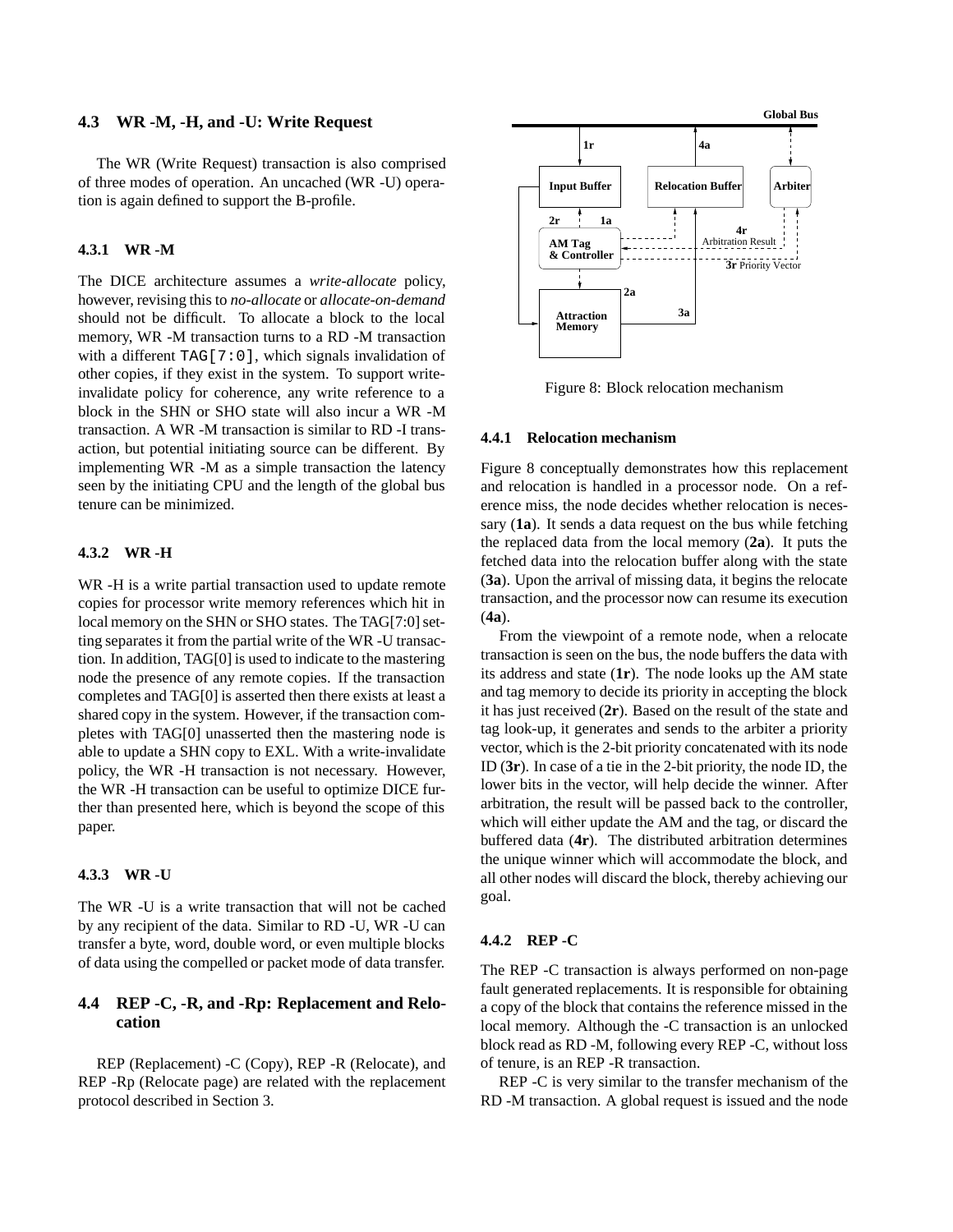### 4.3 WR -M, -H, and -U: Write Request

The WR (Write Request) transaction is also comprised of three modes of operation. An uncached (WR -U) operation is again defined to support the B-profile.

#### 4.3.1 WR -M

The DICE architecture assumes a *write-allocate* policy, however, revising this to *no-allocate* or *allocate-on-demand* should not be difficult. To allocate a block to the local memory, WR -M transaction turns to a RD -M transaction with a different `TAG[7:0]`, which signals invalidation of other copies, if they exist in the system. To support write-invalidate policy for coherence, any write reference to a block in the SHN or SHO state will also incur a WR -M transaction. A WR -M transaction is similar to RD -I transaction, but potential initiating source can be different. By implementing WR -M as a simple transaction the latency seen by the initiating CPU and the length of the global bus tenure can be minimized.

#### 4.3.2 WR -H

WR -H is a write partial transaction used to update remote copies for processor write memory references which hit in local memory on the SHN or SHO states. The TAG[7:0] setting separates it from the partial write of the WR -U transaction. In addition, TAG[0] is used to indicate to the mastering node the presence of any remote copies. If the transaction completes and TAG[0] is asserted then there exists at least a shared copy in the system. However, if the transaction completes with TAG[0] unasserted then the mastering node is able to update a SHN copy to EXL. With a write-invalidate policy, the WR -H transaction is not necessary. However, the WR -H transaction can be useful to optimize DICE further than presented here, which is beyond the scope of this paper.

#### 4.3.3 WR -U

The WR -U is a write transaction that will not be cached by any recipient of the data. Similar to RD -U, WR -U can transfer a byte, word, double word, or even multiple blocks of data using the compelled or packet mode of data transfer.

### 4.4 REP -C, -R, and -Rp: Replacement and Relocation

REP (Replacement) -C (Copy), REP -R (Relocate), and REP -Rp (Relocate page) are related with the replacement protocol described in Section 3.

Figure 8: Block relocation mechanism

#### 4.4.1 Relocation mechanism

Figure 8 conceptually demonstrates how this replacement and relocation is handled in a processor node. On a reference miss, the node decides whether relocation is necessary (**1a**). It sends a data request on the bus while fetching the replaced data from the local memory (**2a**). It puts the fetched data into the relocation buffer along with the state (**3a**). Upon the arrival of missing data, it begins the relocate transaction, and the processor now can resume its execution (**4a**).

From the viewpoint of a remote node, when a relocate transaction is seen on the bus, the node buffers the data with its address and state (**1r**). The node looks up the AM state and tag memory to decide its priority in accepting the block it has just received (**2r**). Based on the result of the state and tag look-up, it generates and sends to the arbiter a priority vector, which is the 2-bit priority concatenated with its node ID (**3r**). In case of a tie in the 2-bit priority, the node ID, the lower bits in the vector, will help decide the winner. After arbitration, the result will be passed back to the controller, which will either update the AM and the tag, or discard the buffered data (**4r**). The distributed arbitration determines the unique winner which will accommodate the block, and all other nodes will discard the block, thereby achieving our goal.

#### 4.4.2 REP -C

The REP -C transaction is always performed on non-page fault generated replacements. It is responsible for obtaining a copy of the block that contains the reference missed in the local memory. Although the -C transaction is an unlocked block read as RD -M, following every REP -C, without loss of tenure, is an REP -R transaction.

REP -C is very similar to the transfer mechanism of the RD -M transaction. A global request is issued and the node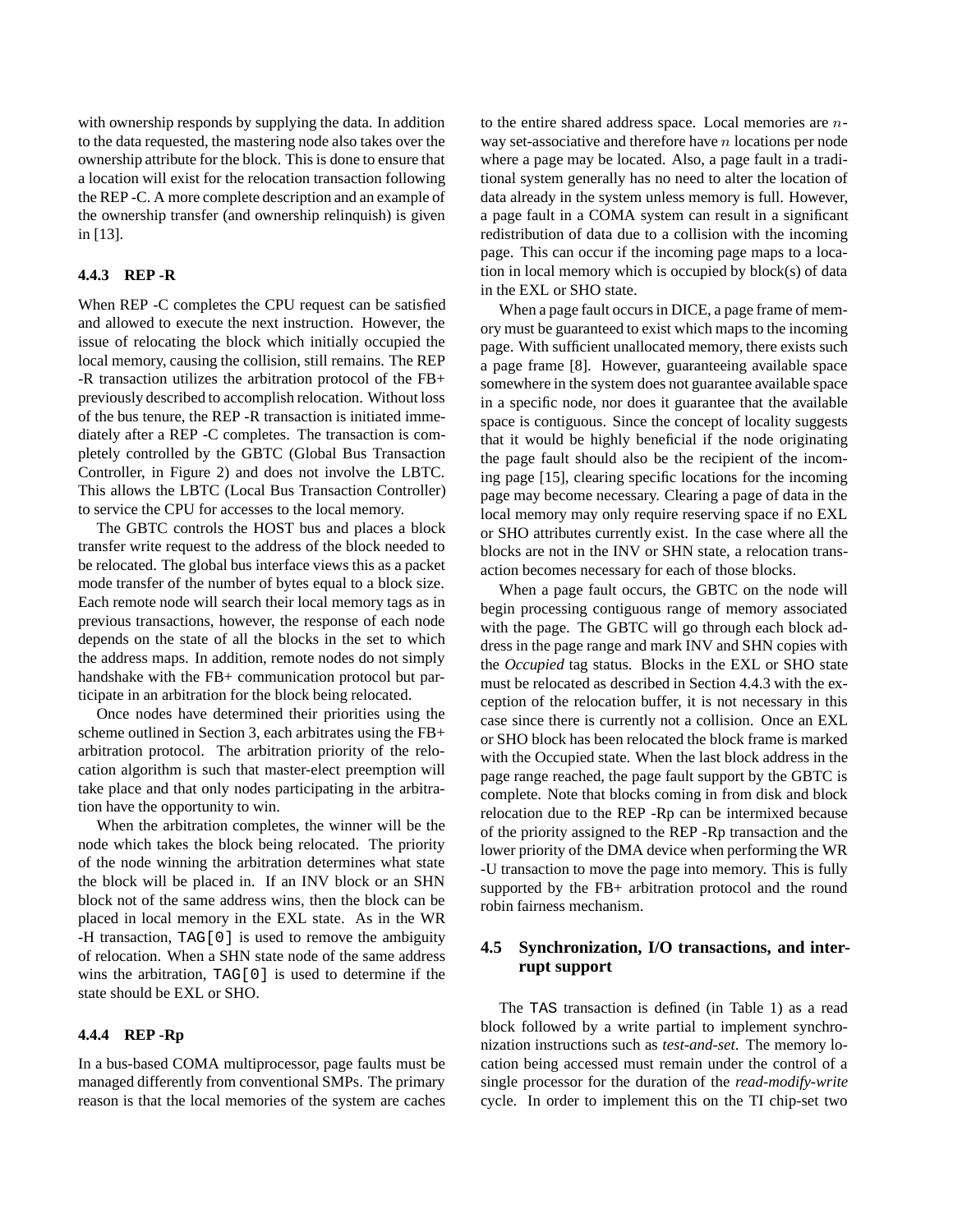with ownership responds by supplying the data. In addition to the data requested, the mastering node also takes over the ownership attribute for the block. This is done to ensure that a location will exist for the relocation transaction following the REP -C. A more complete description and an example of the ownership transfer (and ownership relinquish) is given in [13].

#### 4.4.3 REP -R

When REP -C completes the CPU request can be satisfied and allowed to execute the next instruction. However, the issue of relocating the block which initially occupied the local memory, causing the collision, still remains. The REP -R transaction utilizes the arbitration protocol of the FB+ previously described to accomplish relocation. Without loss of the bus tenure, the REP -R transaction is initiated immediately after a REP -C completes. The transaction is completely controlled by the GBTC (Global Bus Transaction Controller, in Figure 2) and does not involve the LBTC. This allows the LBTC (Local Bus Transaction Controller) to service the CPU for accesses to the local memory.

The GBTC controls the HOST bus and places a block transfer write request to the address of the block needed to be relocated. The global bus interface views this as a packet mode transfer of the number of bytes equal to a block size. Each remote node will search their local memory tags as in previous transactions, however, the response of each node depends on the state of all the blocks in the set to which the address maps. In addition, remote nodes do not simply handshake with the FB+ communication protocol but participate in an arbitration for the block being relocated.

Once nodes have determined their priorities using the scheme outlined in Section 3, each arbitrates using the FB+ arbitration protocol. The arbitration priority of the relocation algorithm is such that master-elect preemption will take place and that only nodes participating in the arbitration have the opportunity to win.

When the arbitration completes, the winner will be the node which takes the block being relocated. The priority of the node winning the arbitration determines what state the block will be placed in. If an INV block or an SHN block not of the same address wins, then the block can be placed in local memory in the EXL state. As in the WR -H transaction, `TAG[0]` is used to remove the ambiguity of relocation. When a SHN state node of the same address wins the arbitration, `TAG[0]` is used to determine if the state should be EXL or SHO.

#### 4.4.4 REP -Rp

In a bus-based COMA multiprocessor, page faults must be managed differently from conventional SMPs. The primary reason is that the local memories of the system are caches to the entire shared address space. Local memories are $n$-way set-associative and therefore have $n$ locations per node where a page may be located. Also, a page fault in a traditional system generally has no need to alter the location of data already in the system unless memory is full. However, a page fault in a COMA system can result in a significant redistribution of data due to a collision with the incoming page. This can occur if the incoming page maps to a location in local memory which is occupied by block(s) of data in the EXL or SHO state.

When a page fault occurs in DICE, a page frame of memory must be guaranteed to exist which maps to the incoming page. With sufficient unallocated memory, there exists such a page frame [8]. However, guaranteeing available space somewhere in the system does not guarantee available space in a specific node, nor does it guarantee that the available space is contiguous. Since the concept of locality suggests that it would be highly beneficial if the node originating the page fault should also be the recipient of the incoming page [15], clearing specific locations for the incoming page may become necessary. Clearing a page of data in the local memory may only require reserving space if no EXL or SHO attributes currently exist. In the case where all the blocks are not in the INV or SHN state, a relocation transaction becomes necessary for each of those blocks.

When a page fault occurs, the GBTC on the node will begin processing contiguous range of memory associated with the page. The GBTC will go through each block address in the page range and mark INV and SHN copies with the *Occupied* tag status. Blocks in the EXL or SHO state must be relocated as described in Section 4.4.3 with the exception of the relocation buffer, it is not necessary in this case since there is currently not a collision. Once an EXL or SHO block has been relocated the block frame is marked with the Occupied state. When the last block address in the page range reached, the page fault support by the GBTC is complete. Note that blocks coming in from disk and block relocation due to the REP -Rp can be intermixed because of the priority assigned to the REP -Rp transaction and the lower priority of the DMA device when performing the WR -U transaction to move the page into memory. This is fully supported by the FB+ arbitration protocol and the round robin fairness mechanism.

### 4.5 Synchronization, I/O transactions, and interrupt support

The `TAS` transaction is defined (in Table 1) as a read block followed by a write partial to implement synchronization instructions such as *test-and-set*. The memory location being accessed must remain under the control of a single processor for the duration of the *read-modify-write* cycle. In order to implement this on the TI chip-set two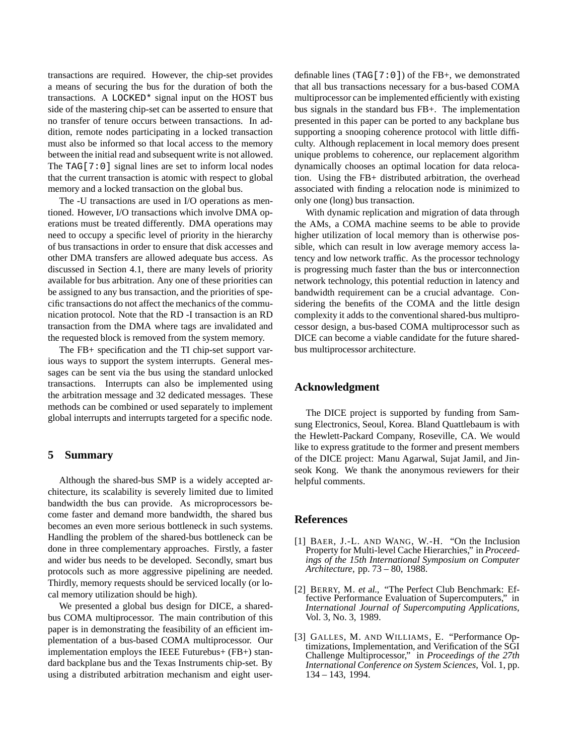transactions are required. However, the chip-set provides a means of securing the bus for the duration of both the transactions. A LOCKED* signal input on the HOST bus side of the mastering chip-set can be asserted to ensure that no transfer of tenure occurs between transactions. In addition, remote nodes participating in a locked transaction must also be informed so that local access to the memory between the initial read and subsequent write is not allowed. The TAG[7:0] signal lines are set to inform local nodes that the current transaction is atomic with respect to global memory and a locked transaction on the global bus.

The -U transactions are used in I/O operations as mentioned. However, I/O transactions which involve DMA operations must be treated differently. DMA operations may need to occupy a specific level of priority in the hierarchy of bus transactions in order to ensure that disk accesses and other DMA transfers are allowed adequate bus access. As discussed in Section 4.1, there are many levels of priority available for bus arbitration. Any one of these priorities can be assigned to any bus transaction, and the priorities of specific transactions do not affect the mechanics of the communication protocol. Note that the RD -I transaction is an RD transaction from the DMA where tags are invalidated and the requested block is removed from the system memory.

The FB+ specification and the TI chip-set support various ways to support the system interrupts. General messages can be sent via the bus using the standard unlocked transactions. Interrupts can also be implemented using the arbitration message and 32 dedicated messages. These methods can be combined or used separately to implement global interrupts and interrupts targeted for a specific node.

## 5 Summary

Although the shared-bus SMP is a widely accepted architecture, its scalability is severely limited due to limited bandwidth the bus can provide. As microprocessors become faster and demand more bandwidth, the shared bus becomes an even more serious bottleneck in such systems. Handling the problem of the shared-bus bottleneck can be done in three complementary approaches. Firstly, a faster and wider bus needs to be developed. Secondly, smart bus protocols such as more aggressive pipelining are needed. Thirdly, memory requests should be serviced locally (or local memory utilization should be high).

We presented a global bus design for DICE, a shared-bus COMA multiprocessor. The main contribution of this paper is in demonstrating the feasibility of an efficient implementation of a bus-based COMA multiprocessor. Our implementation employs the IEEE Futurebus+ (FB+) standard backplane bus and the Texas Instruments chip-set. By using a distributed arbitration mechanism and eight user-definable lines (TAG[7:0]) of the FB+, we demonstrated that all bus transactions necessary for a bus-based COMA multiprocessor can be implemented efficiently with existing bus signals in the standard bus FB+. The implementation presented in this paper can be ported to any backplane bus supporting a snooping coherence protocol with little difficulty. Although replacement in local memory does present unique problems to coherence, our replacement algorithm dynamically chooses an optimal location for data relocation. Using the FB+ distributed arbitration, the overhead associated with finding a relocation node is minimized to only one (long) bus transaction.

With dynamic replication and migration of data through the AMs, a COMA machine seems to be able to provide higher utilization of local memory than is otherwise possible, which can result in low average memory access latency and low network traffic. As the processor technology is progressing much faster than the bus or interconnection network technology, this potential reduction in latency and bandwidth requirement can be a crucial advantage. Considering the benefits of the COMA and the little design complexity it adds to the conventional shared-bus multiprocessor design, a bus-based COMA multiprocessor such as DICE can become a viable candidate for the future shared-bus multiprocessor architecture.

## Acknowledgment

The DICE project is supported by funding from Samsung Electronics, Seoul, Korea. Bland Quattlebaum is with the Hewlett-Packard Company, Roseville, CA. We would like to express gratitude to the former and present members of the DICE project: Manu Agarwal, Sujat Jamil, and Jinseok Kong. We thank the anonymous reviewers for their helpful comments.

## References

[1] BAER, J.-L. AND WANG, W.-H. "On the Inclusion Property for Multi-level Cache Hierarchies," in *Proceedings of the 15th International Symposium on Computer Architecture*, pp. 73 – 80, 1988.

[2] BERRY, M. *et al.*, "The Perfect Club Benchmark: Effective Performance Evaluation of Supercomputers," in *International Journal of Supercomputing Applications*, Vol. 3, No. 3, 1989.

[3] GALLES, M. AND WILLIAMS, E. "Performance Optimizations, Implementation, and Verification of the SGI Challenge Multiprocessor," in *Proceedings of the 27th International Conference on System Sciences*, Vol. 1, pp. 134 – 143, 1994.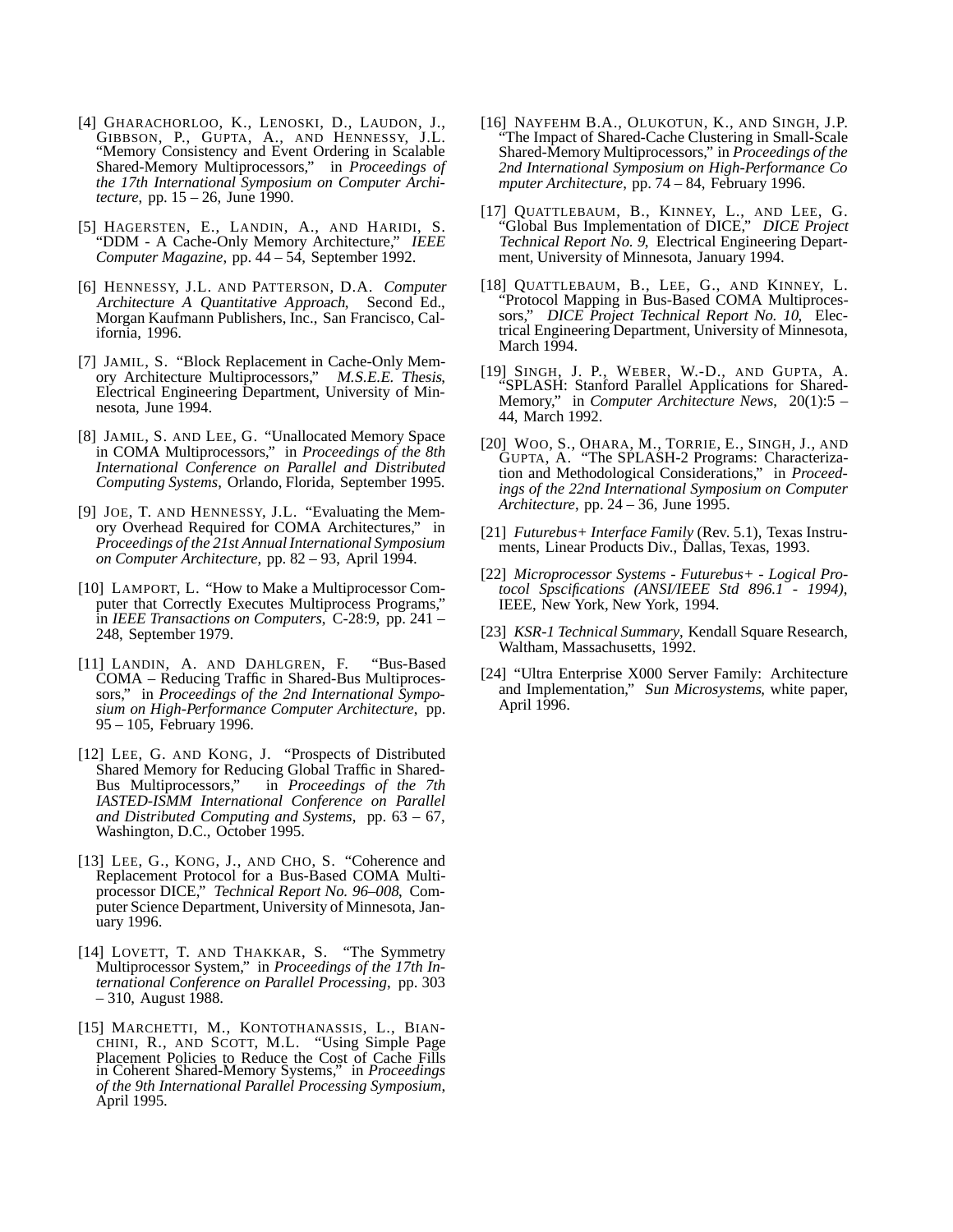[4] GHARACHORLOO, K., LENOSKI, D., LAUDON, J., GIBBSON, P., GUPTA, A., AND HENNESSY, J.L. "Memory Consistency and Event Ordering in Scalable Shared-Memory Multiprocessors," in *Proceedings of the 17th International Symposium on Computer Architecture*, pp. 15 – 26, June 1990.

[5] HAGERSTEN, E., LANDIN, A., AND HARIDI, S. "DDM - A Cache-Only Memory Architecture," *IEEE Computer Magazine*, pp. 44 – 54, September 1992.

[6] HENNESSY, J.L. AND PATTERSON, D.A. *Computer Architecture A Quantitative Approach*, Second Ed., Morgan Kaufmann Publishers, Inc., San Francisco, California, 1996.

[7] JAMIL, S. "Block Replacement in Cache-Only Memory Architecture Multiprocessors," *M.S.E.E. Thesis*, Electrical Engineering Department, University of Minnesota, June 1994.

[8] JAMIL, S. AND LEE, G. "Unallocated Memory Space in COMA Multiprocessors," in *Proceedings of the 8th International Conference on Parallel and Distributed Computing Systems*, Orlando, Florida, September 1995.

[9] JOE, T. AND HENNESSY, J.L. "Evaluating the Memory Overhead Required for COMA Architectures," in *Proceedings of the 21st Annual International Symposium on Computer Architecture*, pp. 82 – 93, April 1994.

[10] LAMPORT, L. "How to Make a Multiprocessor Computer that Correctly Executes Multiprocess Programs," in *IEEE Transactions on Computers*, C-28:9, pp. 241 – 248, September 1979.

[11] LANDIN, A. AND DAHLGREN, F. "Bus-Based COMA – Reducing Traffic in Shared-Bus Multiprocessors," in *Proceedings of the 2nd International Symposium on High-Performance Computer Architecture*, pp. 95 – 105, February 1996.

[12] LEE, G. AND KONG, J. "Prospects of Distributed Shared Memory for Reducing Global Traffic in Shared-Bus Multiprocessors," in *Proceedings of the 7th IASTED-ISMM International Conference on Parallel and Distributed Computing and Systems*, pp. 63 – 67, Washington, D.C., October 1995.

[13] LEE, G., KONG, J., AND CHO, S. "Coherence and Replacement Protocol for a Bus-Based COMA Multiprocessor DICE," *Technical Report No. 96–008*, Computer Science Department, University of Minnesota, January 1996.

[14] LOVETT, T. AND THAKKAR, S. "The Symmetry Multiprocessor System," in *Proceedings of the 17th International Conference on Parallel Processing*, pp. 303 – 310, August 1988.

[15] MARCHETTI, M., KONTOTHANASSIS, L., BIANCHINI, R., AND SCOTT, M.L. "Using Simple Page Placement Policies to Reduce the Cost of Cache Fills in Coherent Shared-Memory Systems," in *Proceedings of the 9th International Parallel Processing Symposium*, April 1995.

[16] NAYFEHM B.A., OLUKOTUN, K., AND SINGH, J.P. "The Impact of Shared-Cache Clustering in Small-Scale Shared-Memory Multiprocessors," in *Proceedings of the 2nd International Symposium on High-Performance Co mputer Architecture*, pp. 74 – 84, February 1996.

[17] QUATTLEBAUM, B., KINNEY, L., AND LEE, G. "Global Bus Implementation of DICE," *DICE Project Technical Report No. 9*, Electrical Engineering Department, University of Minnesota, January 1994.

[18] QUATTLEBAUM, B., LEE, G., AND KINNEY, L. "Protocol Mapping in Bus-Based COMA Multiprocessors," *DICE Project Technical Report No. 10*, Electrical Engineering Department, University of Minnesota, March 1994.

[19] SINGH, J. P., WEBER, W.-D., AND GUPTA, A. "SPLASH: Stanford Parallel Applications for Shared-Memory," in *Computer Architecture News*, 20(1):5 – 44, March 1992.

[20] WOO, S., OHARA, M., TORRIE, E., SINGH, J., AND GUPTA, A. "The SPLASH-2 Programs: Characterization and Methodological Considerations," in *Proceedings of the 22nd International Symposium on Computer Architecture*, pp. 24 – 36, June 1995.

[21] *Futurebus+ Interface Family* (Rev. 5.1), Texas Instruments, Linear Products Div., Dallas, Texas, 1993.

[22] *Microprocessor Systems - Futurebus+ - Logical Protocol Spscifications (ANSI/IEEE Std 896.1 - 1994)*, IEEE, New York, New York, 1994.

[23] *KSR-1 Technical Summary*, Kendall Square Research, Waltham, Massachusetts, 1992.

[24] "Ultra Enterprise X000 Server Family: Architecture and Implementation," *Sun Microsystems*, white paper, April 1996.